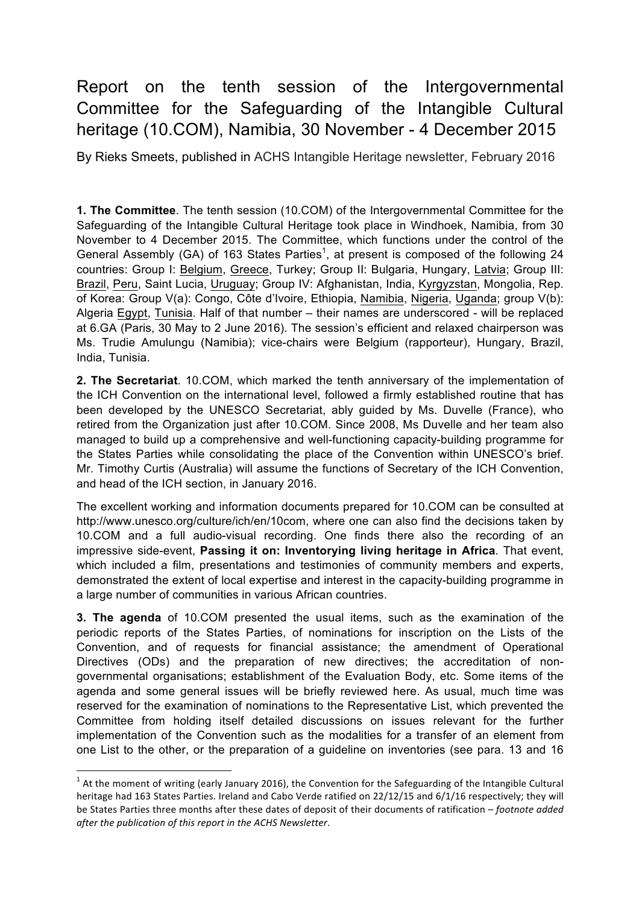# Report on the tenth session of the Intergovernmental Committee for the Safeguarding of the Intangible Cultural heritage (10.COM), Namibia, 30 November - 4 December 2015

By Rieks Smeets, published in ACHS Intangible Heritage newsletter, February 2016

**1. The Committee**. The tenth session (10.COM) of the Intergovernmental Committee for the Safeguarding of the Intangible Cultural Heritage took place in Windhoek, Namibia, from 30 November to 4 December 2015. The Committee, which functions under the control of the General Assembly (GA) of 163 States Parties[1], at present is composed of the following 24 countries: Group I: <u>Belgium</u>, <u>Greece</u>, Turkey; Group II: Bulgaria, Hungary, <u>Latvia</u>; Group III: <u>Brazil</u>, <u>Peru</u>, Saint Lucia, <u>Uruguay</u>; Group IV: Afghanistan, India, <u>Kyrgyzstan</u>, Mongolia, Rep. of Korea: Group V(a): Congo, Côte d'Ivoire, Ethiopia, <u>Namibia</u>, <u>Nigeria</u>, <u>Uganda</u>; group V(b): Algeria <u>Egypt</u>, <u>Tunisia</u>. Half of that number – their names are underscored - will be replaced at 6.GA (Paris, 30 May to 2 June 2016). The session's efficient and relaxed chairperson was Ms. Trudie Amulungu (Namibia); vice-chairs were Belgium (rapporteur), Hungary, Brazil, India, Tunisia.

**2. The Secretariat**. 10.COM, which marked the tenth anniversary of the implementation of the ICH Convention on the international level, followed a firmly established routine that has been developed by the UNESCO Secretariat, ably guided by Ms. Duvelle (France), who retired from the Organization just after 10.COM. Since 2008, Ms Duvelle and her team also managed to build up a comprehensive and well-functioning capacity-building programme for the States Parties while consolidating the place of the Convention within UNESCO's brief. Mr. Timothy Curtis (Australia) will assume the functions of Secretary of the ICH Convention, and head of the ICH section, in January 2016.

The excellent working and information documents prepared for 10.COM can be consulted at http://www.unesco.org/culture/ich/en/10com, where one can also find the decisions taken by 10.COM and a full audio-visual recording. One finds there also the recording of an impressive side-event, **Passing it on: Inventorying living heritage in Africa**. That event, which included a film, presentations and testimonies of community members and experts, demonstrated the extent of local expertise and interest in the capacity-building programme in a large number of communities in various African countries.

**3. The agenda** of 10.COM presented the usual items, such as the examination of the periodic reports of the States Parties, of nominations for inscription on the Lists of the Convention, and of requests for financial assistance; the amendment of Operational Directives (ODs) and the preparation of new directives; the accreditation of non-governmental organisations; establishment of the Evaluation Body, etc. Some items of the agenda and some general issues will be briefly reviewed here. As usual, much time was reserved for the examination of nominations to the Representative List, which prevented the Committee from holding itself detailed discussions on issues relevant for the further implementation of the Convention such as the modalities for a transfer of an element from one List to the other, or the preparation of a guideline on inventories (see para. 13 and 16

---

[1] At the moment of writing (early January 2016), the Convention for the Safeguarding of the Intangible Cultural heritage had 163 States Parties. Ireland and Cabo Verde ratified on 22/12/15 and 6/1/16 respectively; they will be States Parties three months after these dates of deposit of their documents of ratification – *footnote added after the publication of this report in the ACHS Newsletter*.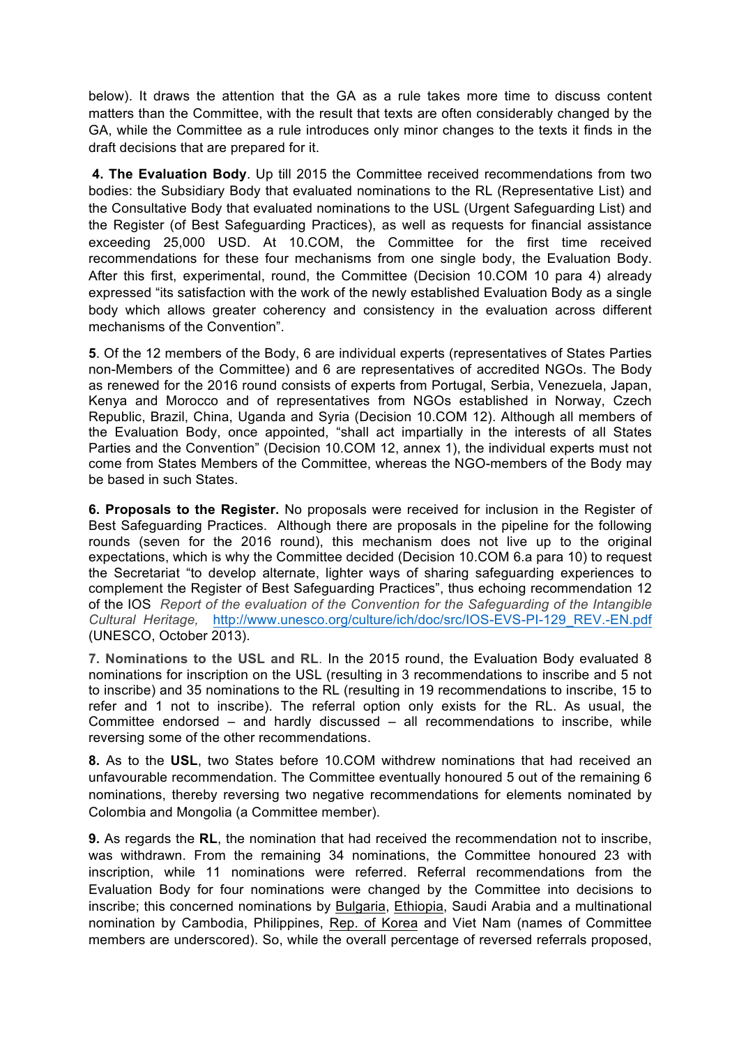below). It draws the attention that the GA as a rule takes more time to discuss content matters than the Committee, with the result that texts are often considerably changed by the GA, while the Committee as a rule introduces only minor changes to the texts it finds in the draft decisions that are prepared for it.

**4. The Evaluation Body**. Up till 2015 the Committee received recommendations from two bodies: the Subsidiary Body that evaluated nominations to the RL (Representative List) and the Consultative Body that evaluated nominations to the USL (Urgent Safeguarding List) and the Register (of Best Safeguarding Practices), as well as requests for financial assistance exceeding 25,000 USD. At 10.COM, the Committee for the first time received recommendations for these four mechanisms from one single body, the Evaluation Body. After this first, experimental, round, the Committee (Decision 10.COM 10 para 4) already expressed "its satisfaction with the work of the newly established Evaluation Body as a single body which allows greater coherency and consistency in the evaluation across different mechanisms of the Convention".

**5**. Of the 12 members of the Body, 6 are individual experts (representatives of States Parties non-Members of the Committee) and 6 are representatives of accredited NGOs. The Body as renewed for the 2016 round consists of experts from Portugal, Serbia, Venezuela, Japan, Kenya and Morocco and of representatives from NGOs established in Norway, Czech Republic, Brazil, China, Uganda and Syria (Decision 10.COM 12). Although all members of the Evaluation Body, once appointed, "shall act impartially in the interests of all States Parties and the Convention" (Decision 10.COM 12, annex 1), the individual experts must not come from States Members of the Committee, whereas the NGO-members of the Body may be based in such States.

**6. Proposals to the Register.** No proposals were received for inclusion in the Register of Best Safeguarding Practices. Although there are proposals in the pipeline for the following rounds (seven for the 2016 round), this mechanism does not live up to the original expectations, which is why the Committee decided (Decision 10.COM 6.a para 10) to request the Secretariat "to develop alternate, lighter ways of sharing safeguarding experiences to complement the Register of Best Safeguarding Practices", thus echoing recommendation 12 of the IOS *Report of the evaluation of the Convention for the Safeguarding of the Intangible Cultural Heritage*, http://www.unesco.org/culture/ich/doc/src/IOS-EVS-PI-129_REV.-EN.pdf (UNESCO, October 2013).

**7. Nominations to the USL and RL**. In the 2015 round, the Evaluation Body evaluated 8 nominations for inscription on the USL (resulting in 3 recommendations to inscribe and 5 not to inscribe) and 35 nominations to the RL (resulting in 19 recommendations to inscribe, 15 to refer and 1 not to inscribe). The referral option only exists for the RL. As usual, the Committee endorsed – and hardly discussed – all recommendations to inscribe, while reversing some of the other recommendations.

**8.** As to the **USL**, two States before 10.COM withdrew nominations that had received an unfavourable recommendation. The Committee eventually honoured 5 out of the remaining 6 nominations, thereby reversing two negative recommendations for elements nominated by Colombia and Mongolia (a Committee member).

**9.** As regards the **RL**, the nomination that had received the recommendation not to inscribe, was withdrawn. From the remaining 34 nominations, the Committee honoured 23 with inscription, while 11 nominations were referred. Referral recommendations from the Evaluation Body for four nominations were changed by the Committee into decisions to inscribe; this concerned nominations by Bulgaria, Ethiopia, Saudi Arabia and a multinational nomination by Cambodia, Philippines, Rep. of Korea and Viet Nam (names of Committee members are underscored). So, while the overall percentage of reversed referrals proposed,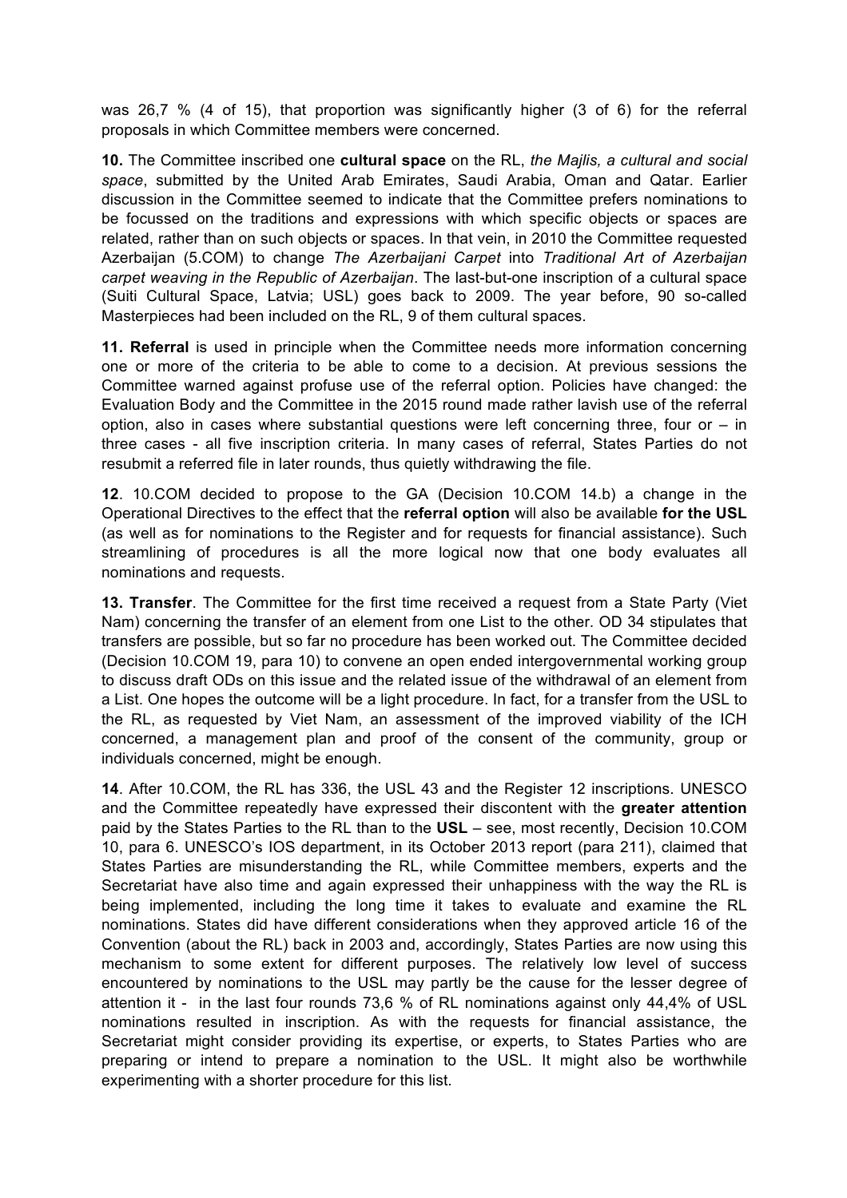was 26,7 % (4 of 15), that proportion was significantly higher (3 of 6) for the referral proposals in which Committee members were concerned.

**10.** The Committee inscribed one **cultural space** on the RL, *the Majlis, a cultural and social space*, submitted by the United Arab Emirates, Saudi Arabia, Oman and Qatar. Earlier discussion in the Committee seemed to indicate that the Committee prefers nominations to be focussed on the traditions and expressions with which specific objects or spaces are related, rather than on such objects or spaces. In that vein, in 2010 the Committee requested Azerbaijan (5.COM) to change *The Azerbaijani Carpet* into *Traditional Art of Azerbaijan carpet weaving in the Republic of Azerbaijan*. The last-but-one inscription of a cultural space (Suiti Cultural Space, Latvia; USL) goes back to 2009. The year before, 90 so-called Masterpieces had been included on the RL, 9 of them cultural spaces.

**11. Referral** is used in principle when the Committee needs more information concerning one or more of the criteria to be able to come to a decision. At previous sessions the Committee warned against profuse use of the referral option. Policies have changed: the Evaluation Body and the Committee in the 2015 round made rather lavish use of the referral option, also in cases where substantial questions were left concerning three, four or – in three cases - all five inscription criteria. In many cases of referral, States Parties do not resubmit a referred file in later rounds, thus quietly withdrawing the file.

**12**. 10.COM decided to propose to the GA (Decision 10.COM 14.b) a change in the Operational Directives to the effect that the **referral option** will also be available **for the USL** (as well as for nominations to the Register and for requests for financial assistance). Such streamlining of procedures is all the more logical now that one body evaluates all nominations and requests.

**13. Transfer**. The Committee for the first time received a request from a State Party (Viet Nam) concerning the transfer of an element from one List to the other. OD 34 stipulates that transfers are possible, but so far no procedure has been worked out. The Committee decided (Decision 10.COM 19, para 10) to convene an open ended intergovernmental working group to discuss draft ODs on this issue and the related issue of the withdrawal of an element from a List. One hopes the outcome will be a light procedure. In fact, for a transfer from the USL to the RL, as requested by Viet Nam, an assessment of the improved viability of the ICH concerned, a management plan and proof of the consent of the community, group or individuals concerned, might be enough.

**14**. After 10.COM, the RL has 336, the USL 43 and the Register 12 inscriptions. UNESCO and the Committee repeatedly have expressed their discontent with the **greater attention** paid by the States Parties to the RL than to the **USL** – see, most recently, Decision 10.COM 10, para 6. UNESCO's IOS department, in its October 2013 report (para 211), claimed that States Parties are misunderstanding the RL, while Committee members, experts and the Secretariat have also time and again expressed their unhappiness with the way the RL is being implemented, including the long time it takes to evaluate and examine the RL nominations. States did have different considerations when they approved article 16 of the Convention (about the RL) back in 2003 and, accordingly, States Parties are now using this mechanism to some extent for different purposes. The relatively low level of success encountered by nominations to the USL may partly be the cause for the lesser degree of attention it - in the last four rounds 73,6 % of RL nominations against only 44,4% of USL nominations resulted in inscription. As with the requests for financial assistance, the Secretariat might consider providing its expertise, or experts, to States Parties who are preparing or intend to prepare a nomination to the USL. It might also be worthwhile experimenting with a shorter procedure for this list.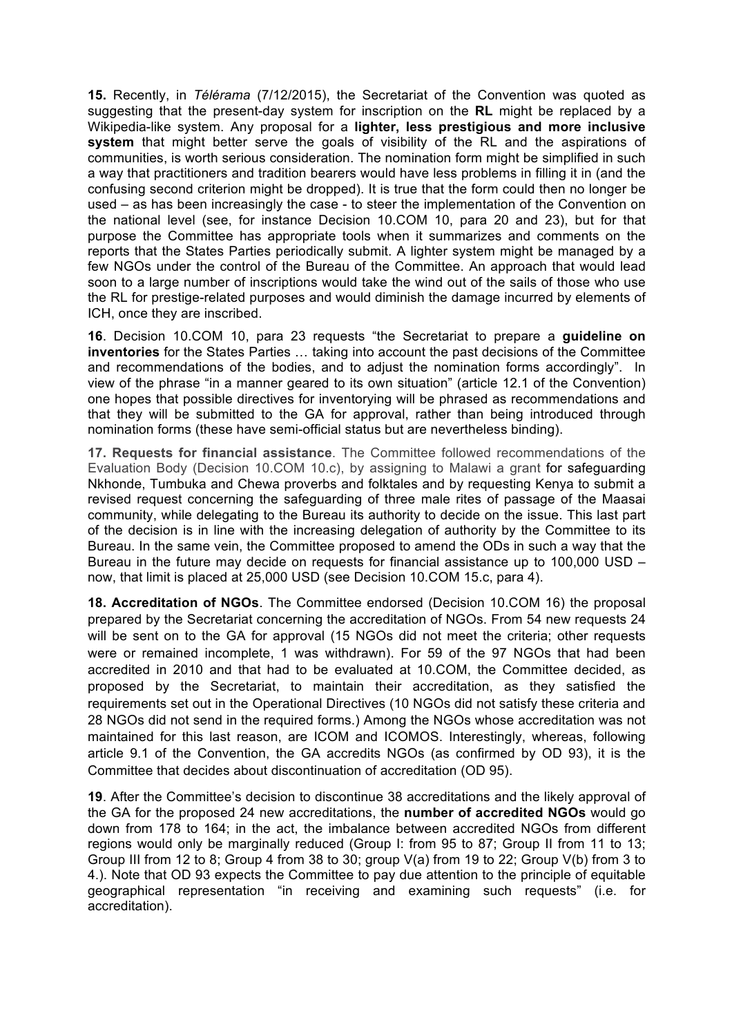**15.** Recently, in *Télérama* (7/12/2015), the Secretariat of the Convention was quoted as suggesting that the present-day system for inscription on the **RL** might be replaced by a Wikipedia-like system. Any proposal for a **lighter, less prestigious and more inclusive system** that might better serve the goals of visibility of the RL and the aspirations of communities, is worth serious consideration. The nomination form might be simplified in such a way that practitioners and tradition bearers would have less problems in filling it in (and the confusing second criterion might be dropped). It is true that the form could then no longer be used – as has been increasingly the case - to steer the implementation of the Convention on the national level (see, for instance Decision 10.COM 10, para 20 and 23), but for that purpose the Committee has appropriate tools when it summarizes and comments on the reports that the States Parties periodically submit. A lighter system might be managed by a few NGOs under the control of the Bureau of the Committee. An approach that would lead soon to a large number of inscriptions would take the wind out of the sails of those who use the RL for prestige-related purposes and would diminish the damage incurred by elements of ICH, once they are inscribed.

**16**. Decision 10.COM 10, para 23 requests "the Secretariat to prepare a **guideline on inventories** for the States Parties … taking into account the past decisions of the Committee and recommendations of the bodies, and to adjust the nomination forms accordingly". In view of the phrase "in a manner geared to its own situation" (article 12.1 of the Convention) one hopes that possible directives for inventorying will be phrased as recommendations and that they will be submitted to the GA for approval, rather than being introduced through nomination forms (these have semi-official status but are nevertheless binding).

**17. Requests for financial assistance**. The Committee followed recommendations of the Evaluation Body (Decision 10.COM 10.c), by assigning to Malawi a grant for safeguarding Nkhonde, Tumbuka and Chewa proverbs and folktales and by requesting Kenya to submit a revised request concerning the safeguarding of three male rites of passage of the Maasai community, while delegating to the Bureau its authority to decide on the issue. This last part of the decision is in line with the increasing delegation of authority by the Committee to its Bureau. In the same vein, the Committee proposed to amend the ODs in such a way that the Bureau in the future may decide on requests for financial assistance up to 100,000 USD – now, that limit is placed at 25,000 USD (see Decision 10.COM 15.c, para 4).

**18. Accreditation of NGOs**. The Committee endorsed (Decision 10.COM 16) the proposal prepared by the Secretariat concerning the accreditation of NGOs. From 54 new requests 24 will be sent on to the GA for approval (15 NGOs did not meet the criteria; other requests were or remained incomplete, 1 was withdrawn). For 59 of the 97 NGOs that had been accredited in 2010 and that had to be evaluated at 10.COM, the Committee decided, as proposed by the Secretariat, to maintain their accreditation, as they satisfied the requirements set out in the Operational Directives (10 NGOs did not satisfy these criteria and 28 NGOs did not send in the required forms.) Among the NGOs whose accreditation was not maintained for this last reason, are ICOM and ICOMOS. Interestingly, whereas, following article 9.1 of the Convention, the GA accredits NGOs (as confirmed by OD 93), it is the Committee that decides about discontinuation of accreditation (OD 95).

**19**. After the Committee's decision to discontinue 38 accreditations and the likely approval of the GA for the proposed 24 new accreditations, the **number of accredited NGOs** would go down from 178 to 164; in the act, the imbalance between accredited NGOs from different regions would only be marginally reduced (Group I: from 95 to 87; Group II from 11 to 13; Group III from 12 to 8; Group 4 from 38 to 30; group V(a) from 19 to 22; Group V(b) from 3 to 4.). Note that OD 93 expects the Committee to pay due attention to the principle of equitable geographical representation "in receiving and examining such requests" (i.e. for accreditation).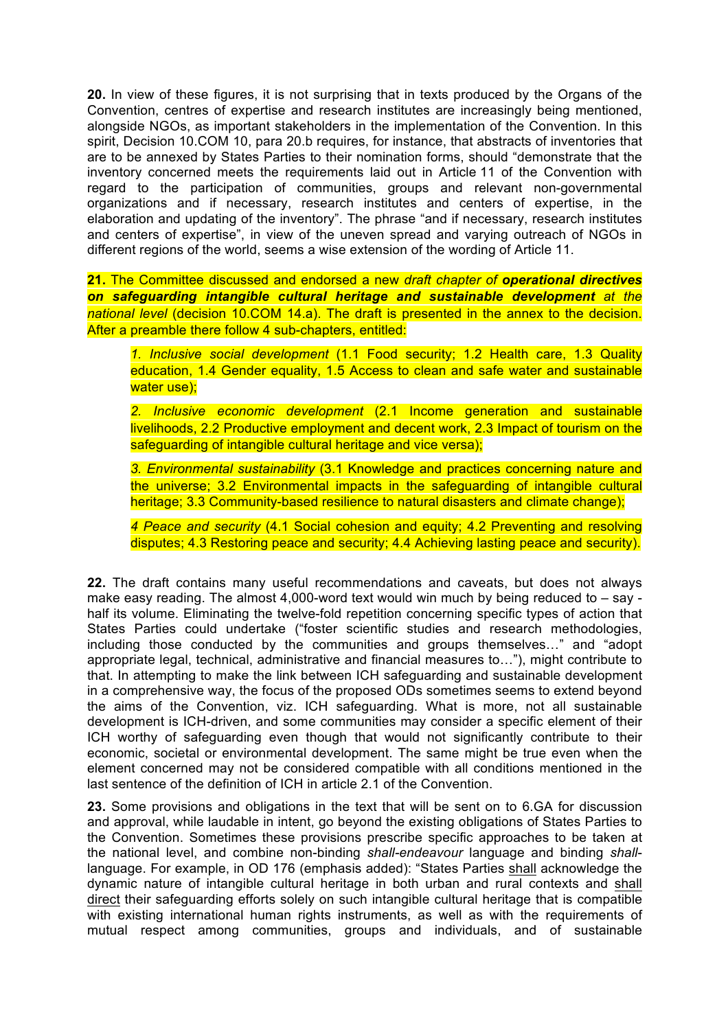**20.** In view of these figures, it is not surprising that in texts produced by the Organs of the Convention, centres of expertise and research institutes are increasingly being mentioned, alongside NGOs, as important stakeholders in the implementation of the Convention. In this spirit, Decision 10.COM 10, para 20.b requires, for instance, that abstracts of inventories that are to be annexed by States Parties to their nomination forms, should "demonstrate that the inventory concerned meets the requirements laid out in Article 11 of the Convention with regard to the participation of communities, groups and relevant non-governmental organizations and if necessary, research institutes and centers of expertise, in the elaboration and updating of the inventory". The phrase "and if necessary, research institutes and centers of expertise", in view of the uneven spread and varying outreach of NGOs in different regions of the world, seems a wise extension of the wording of Article 11.

**21.** The Committee discussed and endorsed a new *draft chapter of **operational directives on safeguarding intangible cultural heritage and sustainable development** at the national level* (decision 10.COM 14.a). The draft is presented in the annex to the decision. After a preamble there follow 4 sub-chapters, entitled:

> *1. Inclusive social development* (1.1 Food security; 1.2 Health care, 1.3 Quality education, 1.4 Gender equality, 1.5 Access to clean and safe water and sustainable water use);
>
> *2. Inclusive economic development* (2.1 Income generation and sustainable livelihoods, 2.2 Productive employment and decent work, 2.3 Impact of tourism on the safeguarding of intangible cultural heritage and vice versa);
>
> *3. Environmental sustainability* (3.1 Knowledge and practices concerning nature and the universe; 3.2 Environmental impacts in the safeguarding of intangible cultural heritage; 3.3 Community-based resilience to natural disasters and climate change);
>
> *4 Peace and security* (4.1 Social cohesion and equity; 4.2 Preventing and resolving disputes; 4.3 Restoring peace and security; 4.4 Achieving lasting peace and security).

**22.** The draft contains many useful recommendations and caveats, but does not always make easy reading. The almost 4,000-word text would win much by being reduced to – say - half its volume. Eliminating the twelve-fold repetition concerning specific types of action that States Parties could undertake ("foster scientific studies and research methodologies, including those conducted by the communities and groups themselves…" and "adopt appropriate legal, technical, administrative and financial measures to…"), might contribute to that. In attempting to make the link between ICH safeguarding and sustainable development in a comprehensive way, the focus of the proposed ODs sometimes seems to extend beyond the aims of the Convention, viz. ICH safeguarding. What is more, not all sustainable development is ICH-driven, and some communities may consider a specific element of their ICH worthy of safeguarding even though that would not significantly contribute to their economic, societal or environmental development. The same might be true even when the element concerned may not be considered compatible with all conditions mentioned in the last sentence of the definition of ICH in article 2.1 of the Convention.

**23.** Some provisions and obligations in the text that will be sent on to 6.GA for discussion and approval, while laudable in intent, go beyond the existing obligations of States Parties to the Convention. Sometimes these provisions prescribe specific approaches to be taken at the national level, and combine non-binding *shall-endeavour* language and binding *shall*-language. For example, in OD 176 (emphasis added): "States Parties shall acknowledge the dynamic nature of intangible cultural heritage in both urban and rural contexts and shall direct their safeguarding efforts solely on such intangible cultural heritage that is compatible with existing international human rights instruments, as well as with the requirements of mutual respect among communities, groups and individuals, and of sustainable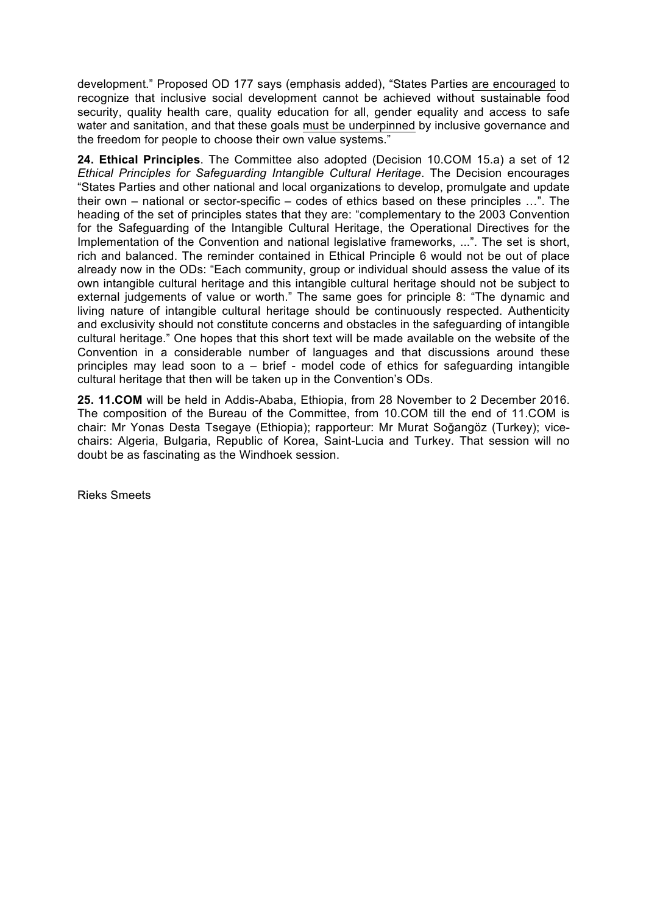development." Proposed OD 177 says (emphasis added), "States Parties <u>are encouraged</u> to recognize that inclusive social development cannot be achieved without sustainable food security, quality health care, quality education for all, gender equality and access to safe water and sanitation, and that these goals <u>must be underpinned</u> by inclusive governance and the freedom for people to choose their own value systems."

**24. Ethical Principles**. The Committee also adopted (Decision 10.COM 15.a) a set of 12 *Ethical Principles for Safeguarding Intangible Cultural Heritage*. The Decision encourages "States Parties and other national and local organizations to develop, promulgate and update their own – national or sector-specific – codes of ethics based on these principles …". The heading of the set of principles states that they are: "complementary to the 2003 Convention for the Safeguarding of the Intangible Cultural Heritage, the Operational Directives for the Implementation of the Convention and national legislative frameworks, ...". The set is short, rich and balanced. The reminder contained in Ethical Principle 6 would not be out of place already now in the ODs: "Each community, group or individual should assess the value of its own intangible cultural heritage and this intangible cultural heritage should not be subject to external judgements of value or worth." The same goes for principle 8: "The dynamic and living nature of intangible cultural heritage should be continuously respected. Authenticity and exclusivity should not constitute concerns and obstacles in the safeguarding of intangible cultural heritage." One hopes that this short text will be made available on the website of the Convention in a considerable number of languages and that discussions around these principles may lead soon to a – brief - model code of ethics for safeguarding intangible cultural heritage that then will be taken up in the Convention's ODs.

**25. 11.COM** will be held in Addis-Ababa, Ethiopia, from 28 November to 2 December 2016. The composition of the Bureau of the Committee, from 10.COM till the end of 11.COM is chair: Mr Yonas Desta Tsegaye (Ethiopia); rapporteur: Mr Murat Soğangöz (Turkey); vice-chairs: Algeria, Bulgaria, Republic of Korea, Saint-Lucia and Turkey. That session will no doubt be as fascinating as the Windhoek session.

Rieks Smeets